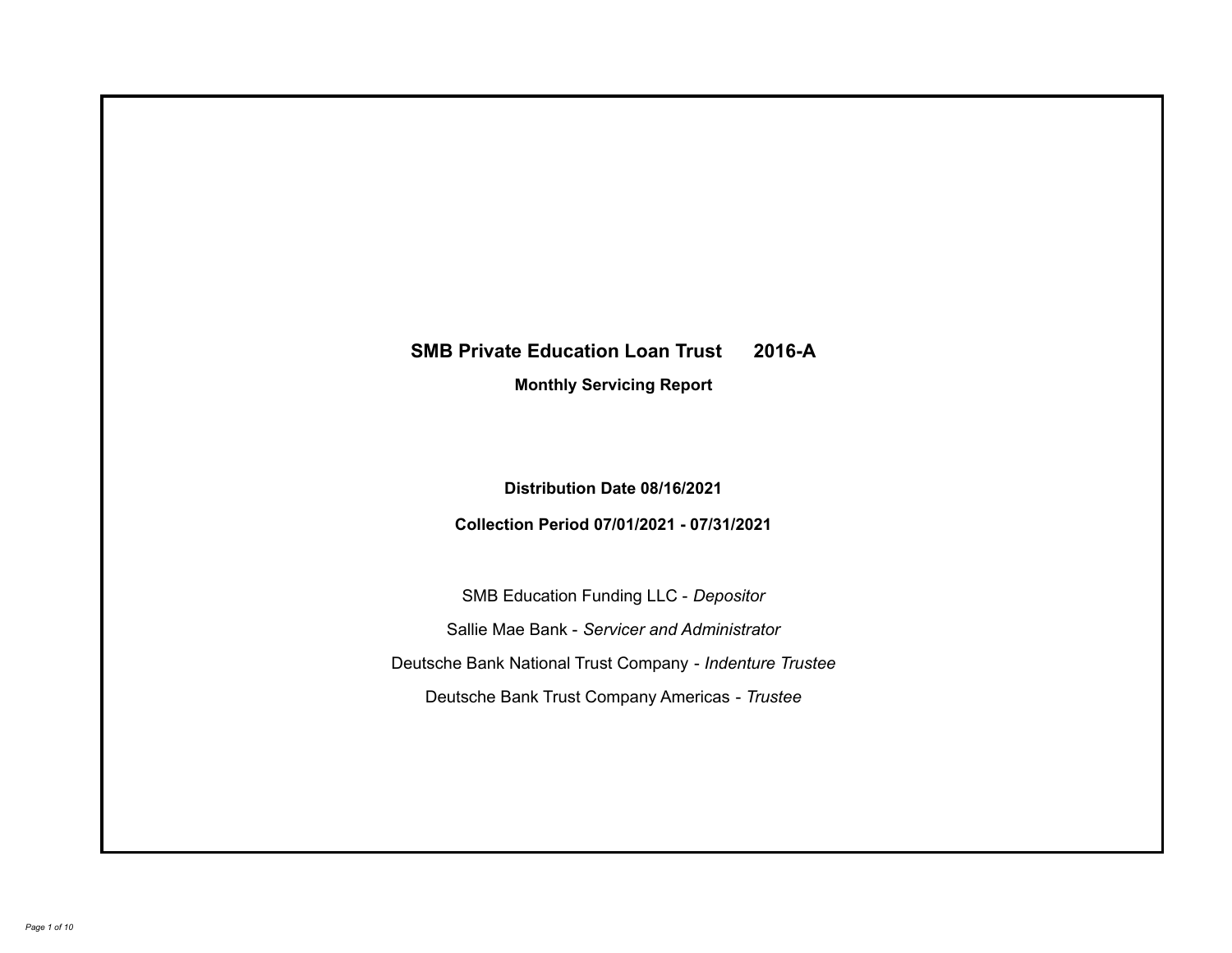# SMB Private Education Loan Trust 2016-A

**Monthly Servicing Report**

**Distribution Date 08/16/2021**

**Collection Period 07/01/2021 - 07/31/2021**

SMB Education Funding LLC - *Depositor*

Sallie Mae Bank - *Servicer and Administrator*

Deutsche Bank National Trust Company - *Indenture Trustee*

Deutsche Bank Trust Company Americas - *Trustee*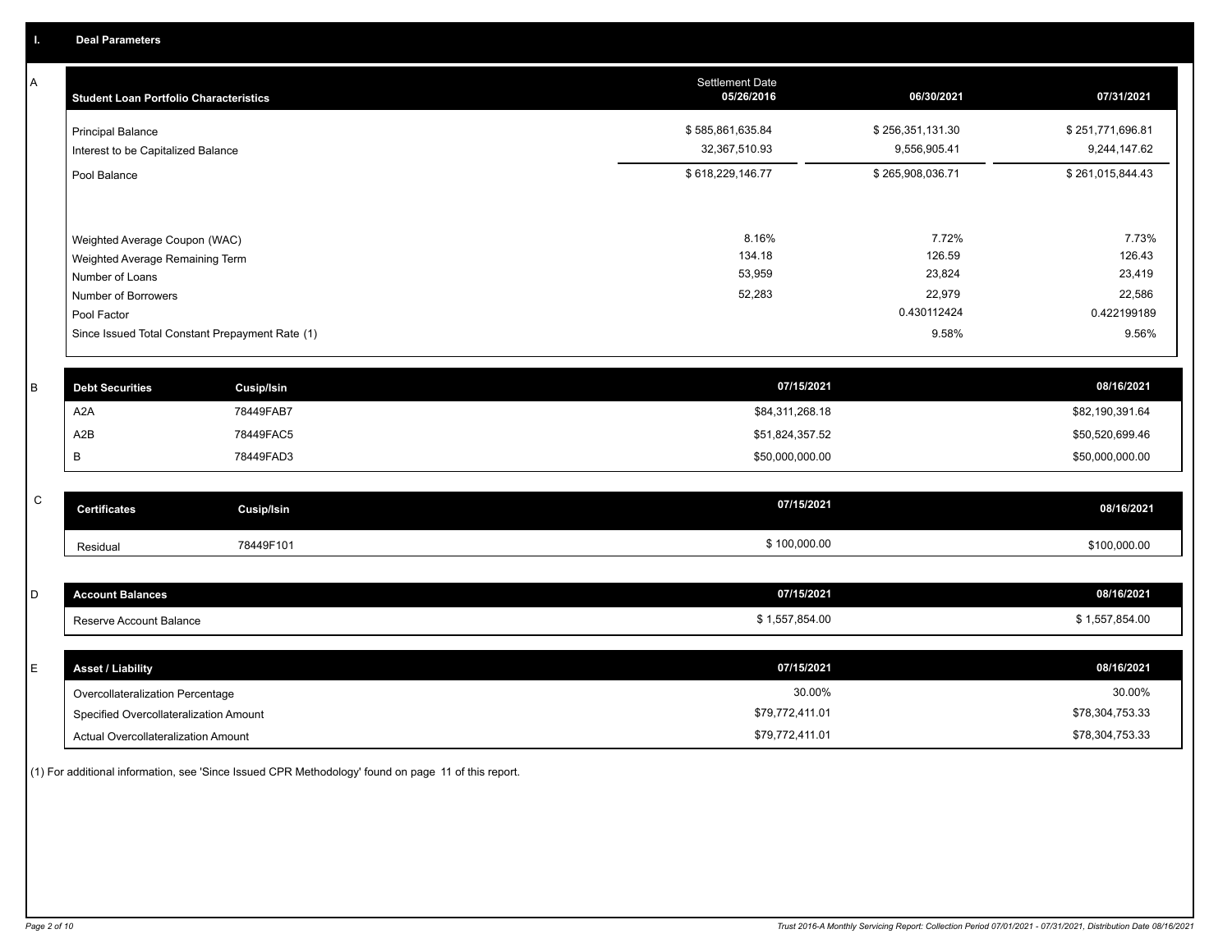## I. Deal Parameters

### A

| Student Loan Portfolio Characteristics | Settlement Date 05/26/2016 | 06/30/2021 | 07/31/2021 |
|---|---|---|---|
| Principal Balance | $ 585,861,635.84 | $ 256,351,131.30 | $ 251,771,696.81 |
| Interest to be Capitalized Balance | 32,367,510.93 | 9,556,905.41 | 9,244,147.62 |
| Pool Balance | $ 618,229,146.77 | $ 265,908,036.71 | $ 261,015,844.43 |
| | | | |
| Weighted Average Coupon (WAC) | 8.16% | 7.72% | 7.73% |
| Weighted Average Remaining Term | 134.18 | 126.59 | 126.43 |
| Number of Loans | 53,959 | 23,824 | 23,419 |
| Number of Borrowers | 52,283 | 22,979 | 22,586 |
| Pool Factor | | 0.430112424 | 0.422199189 |
| Since Issued Total Constant Prepayment Rate (1) | | 9.58% | 9.56% |

### B

| Debt Securities | Cusip/Isin | 07/15/2021 | 08/16/2021 |
|---|---|---|---|
| A2A | 78449FAB7 | $84,311,268.18 | $82,190,391.64 |
| A2B | 78449FAC5 | $51,824,357.52 | $50,520,699.46 |
| B | 78449FAD3 | $50,000,000.00 | $50,000,000.00 |

### C

| Certificates | Cusip/Isin | 07/15/2021 | 08/16/2021 |
|---|---|---|---|
| Residual | 78449F101 | $ 100,000.00 | $100,000.00 |

### D

| Account Balances | 07/15/2021 | 08/16/2021 |
|---|---|---|
| Reserve Account Balance | $ 1,557,854.00 | $ 1,557,854.00 |

### E

| Asset / Liability | 07/15/2021 | 08/16/2021 |
|---|---|---|
| Overcollateralization Percentage | 30.00% | 30.00% |
| Specified Overcollateralization Amount | $79,772,411.01 | $78,304,753.33 |
| Actual Overcollateralization Amount | $79,772,411.01 | $78,304,753.33 |

(1) For additional information, see 'Since Issued CPR Methodology' found on page 11 of this report.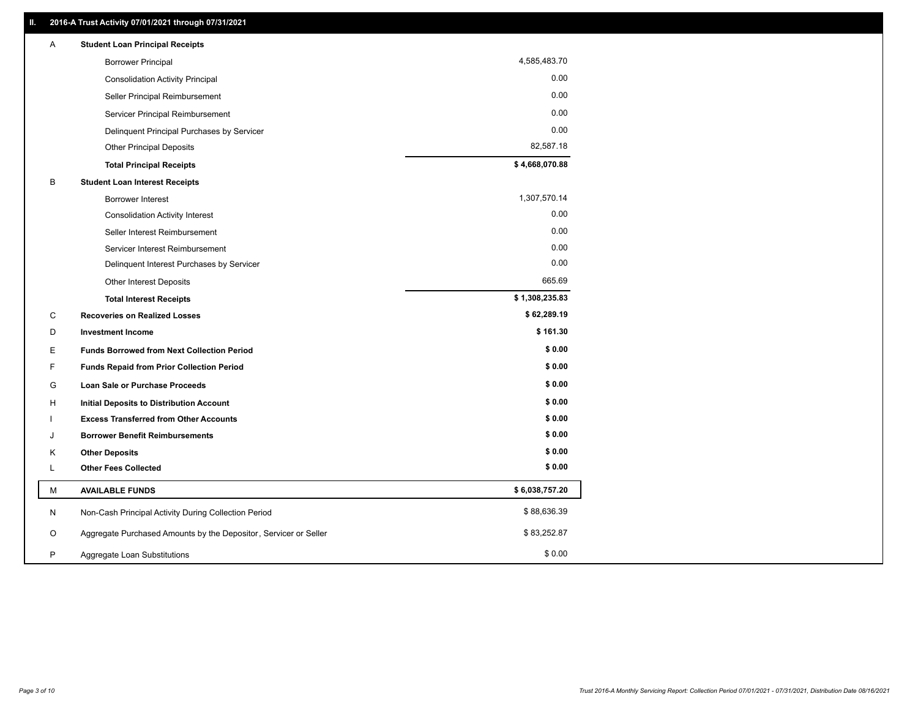## II. 2016-A Trust Activity 07/01/2021 through 07/31/2021

| | | |
|---|---|---|
| A | **Student Loan Principal Receipts** | |
| | Borrower Principal | 4,585,483.70 |
| | Consolidation Activity Principal | 0.00 |
| | Seller Principal Reimbursement | 0.00 |
| | Servicer Principal Reimbursement | 0.00 |
| | Delinquent Principal Purchases by Servicer | 0.00 |
| | Other Principal Deposits | 82,587.18 |
| | **Total Principal Receipts** | **$ 4,668,070.88** |
| B | **Student Loan Interest Receipts** | |
| | Borrower Interest | 1,307,570.14 |
| | Consolidation Activity Interest | 0.00 |
| | Seller Interest Reimbursement | 0.00 |
| | Servicer Interest Reimbursement | 0.00 |
| | Delinquent Interest Purchases by Servicer | 0.00 |
| | Other Interest Deposits | 665.69 |
| | **Total Interest Receipts** | **$ 1,308,235.83** |
| C | **Recoveries on Realized Losses** | **$ 62,289.19** |
| D | **Investment Income** | **$ 161.30** |
| E | **Funds Borrowed from Next Collection Period** | **$ 0.00** |
| F | **Funds Repaid from Prior Collection Period** | **$ 0.00** |
| G | **Loan Sale or Purchase Proceeds** | **$ 0.00** |
| H | **Initial Deposits to Distribution Account** | **$ 0.00** |
| I | **Excess Transferred from Other Accounts** | **$ 0.00** |
| J | **Borrower Benefit Reimbursements** | **$ 0.00** |
| K | **Other Deposits** | **$ 0.00** |
| L | **Other Fees Collected** | **$ 0.00** |
| M | **AVAILABLE FUNDS** | **$ 6,038,757.20** |
| N | Non-Cash Principal Activity During Collection Period | $ 88,636.39 |
| O | Aggregate Purchased Amounts by the Depositor, Servicer or Seller | $ 83,252.87 |
| P | Aggregate Loan Substitutions | $ 0.00 |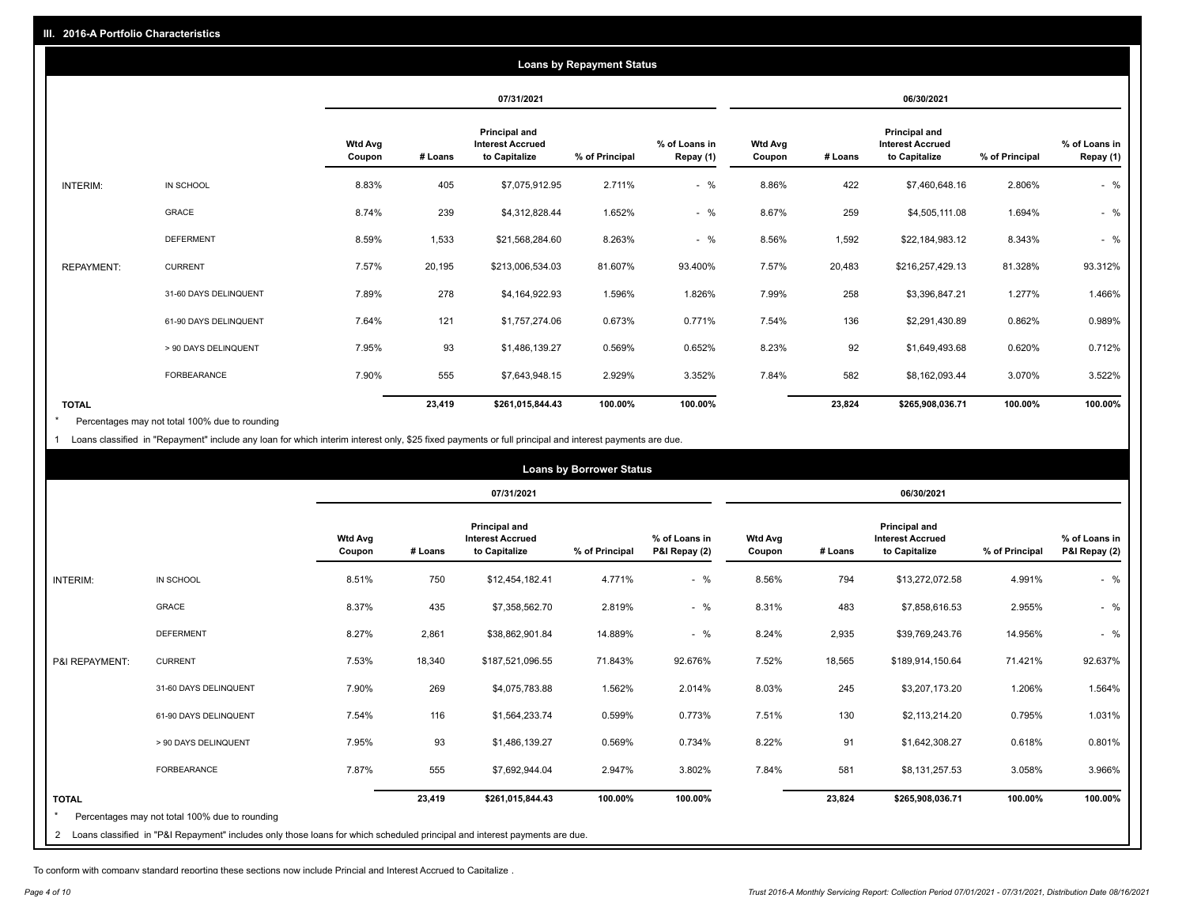## III. 2016-A Portfolio Characteristics

### Loans by Repayment Status

| | | 07/31/2021 | | | | | 06/30/2021 | | | | |
|---|---|---|---|---|---|---|---|---|---|---|---|
| | | Wtd Avg Coupon | # Loans | Principal and Interest Accrued to Capitalize | % of Principal | % of Loans in Repay (1) | Wtd Avg Coupon | # Loans | Principal and Interest Accrued to Capitalize | % of Principal | % of Loans in Repay (1) |
| INTERIM: | IN SCHOOL | 8.83% | 405 | $7,075,912.95 | 2.711% | - % | 8.86% | 422 | $7,460,648.16 | 2.806% | - % |
| | GRACE | 8.74% | 239 | $4,312,828.44 | 1.652% | - % | 8.67% | 259 | $4,505,111.08 | 1.694% | - % |
| | DEFERMENT | 8.59% | 1,533 | $21,568,284.60 | 8.263% | - % | 8.56% | 1,592 | $22,184,983.12 | 8.343% | - % |
| REPAYMENT: | CURRENT | 7.57% | 20,195 | $213,006,534.03 | 81.607% | 93.400% | 7.57% | 20,483 | $216,257,429.13 | 81.328% | 93.312% |
| | 31-60 DAYS DELINQUENT | 7.89% | 278 | $4,164,922.93 | 1.596% | 1.826% | 7.99% | 258 | $3,396,847.21 | 1.277% | 1.466% |
| | 61-90 DAYS DELINQUENT | 7.64% | 121 | $1,757,274.06 | 0.673% | 0.771% | 7.54% | 136 | $2,291,430.89 | 0.862% | 0.989% |
| | > 90 DAYS DELINQUENT | 7.95% | 93 | $1,486,139.27 | 0.569% | 0.652% | 8.23% | 92 | $1,649,493.68 | 0.620% | 0.712% |
| | FORBEARANCE | 7.90% | 555 | $7,643,948.15 | 2.929% | 3.352% | 7.84% | 582 | $8,162,093.44 | 3.070% | 3.522% |
| TOTAL | | | 23,419 | $261,015,844.43 | 100.00% | 100.00% | | 23,824 | $265,908,036.71 | 100.00% | 100.00% |

\* Percentages may not total 100% due to rounding

1 Loans classified in "Repayment" include any loan for which interim interest only, $25 fixed payments or full principal and interest payments are due.

### Loans by Borrower Status

| | | 07/31/2021 | | | | | 06/30/2021 | | | | |
|---|---|---|---|---|---|---|---|---|---|---|---|
| | | Wtd Avg Coupon | # Loans | Principal and Interest Accrued to Capitalize | % of Principal | % of Loans in P&I Repay (2) | Wtd Avg Coupon | # Loans | Principal and Interest Accrued to Capitalize | % of Principal | % of Loans in P&I Repay (2) |
| INTERIM: | IN SCHOOL | 8.51% | 750 | $12,454,182.41 | 4.771% | - % | 8.56% | 794 | $13,272,072.58 | 4.991% | - % |
| | GRACE | 8.37% | 435 | $7,358,562.70 | 2.819% | - % | 8.31% | 483 | $7,858,616.53 | 2.955% | - % |
| | DEFERMENT | 8.27% | 2,861 | $38,862,901.84 | 14.889% | - % | 8.24% | 2,935 | $39,769,243.76 | 14.956% | - % |
| P&I REPAYMENT: | CURRENT | 7.53% | 18,340 | $187,521,096.55 | 71.843% | 92.676% | 7.52% | 18,565 | $189,914,150.64 | 71.421% | 92.637% |
| | 31-60 DAYS DELINQUENT | 7.90% | 269 | $4,075,783.88 | 1.562% | 2.014% | 8.03% | 245 | $3,207,173.20 | 1.206% | 1.564% |
| | 61-90 DAYS DELINQUENT | 7.54% | 116 | $1,564,233.74 | 0.599% | 0.773% | 7.51% | 130 | $2,113,214.20 | 0.795% | 1.031% |
| | > 90 DAYS DELINQUENT | 7.95% | 93 | $1,486,139.27 | 0.569% | 0.734% | 8.22% | 91 | $1,642,308.27 | 0.618% | 0.801% |
| | FORBEARANCE | 7.87% | 555 | $7,692,944.04 | 2.947% | 3.802% | 7.84% | 581 | $8,131,257.53 | 3.058% | 3.966% |
| TOTAL | | | 23,419 | $261,015,844.43 | 100.00% | 100.00% | | 23,824 | $265,908,036.71 | 100.00% | 100.00% |

\* Percentages may not total 100% due to rounding

2 Loans classified in "P&I Repayment" includes only those loans for which scheduled principal and interest payments are due.

To conform with company standard reporting these sections now include Princial and Interest Accrued to Capitalize .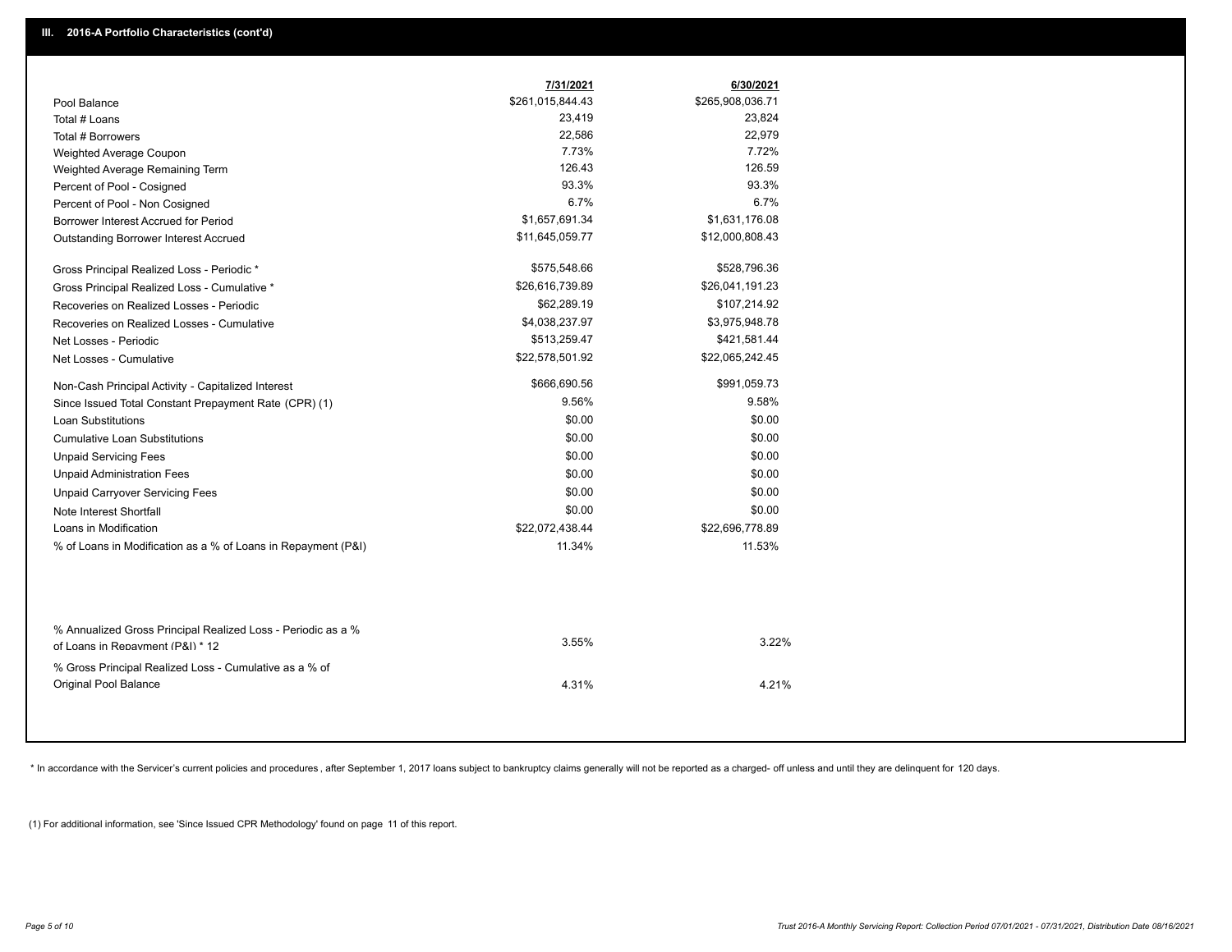## III. 2016-A Portfolio Characteristics (cont'd)

| | 7/31/2021 | 6/30/2021 |
|---|---|---|
| Pool Balance | $261,015,844.43 | $265,908,036.71 |
| Total # Loans | 23,419 | 23,824 |
| Total # Borrowers | 22,586 | 22,979 |
| Weighted Average Coupon | 7.73% | 7.72% |
| Weighted Average Remaining Term | 126.43 | 126.59 |
| Percent of Pool - Cosigned | 93.3% | 93.3% |
| Percent of Pool - Non Cosigned | 6.7% | 6.7% |
| Borrower Interest Accrued for Period | $1,657,691.34 | $1,631,176.08 |
| Outstanding Borrower Interest Accrued | $11,645,059.77 | $12,000,808.43 |
| Gross Principal Realized Loss - Periodic * | $575,548.66 | $528,796.36 |
| Gross Principal Realized Loss - Cumulative * | $26,616,739.89 | $26,041,191.23 |
| Recoveries on Realized Losses - Periodic | $62,289.19 | $107,214.92 |
| Recoveries on Realized Losses - Cumulative | $4,038,237.97 | $3,975,948.78 |
| Net Losses - Periodic | $513,259.47 | $421,581.44 |
| Net Losses - Cumulative | $22,578,501.92 | $22,065,242.45 |
| Non-Cash Principal Activity - Capitalized Interest | $666,690.56 | $991,059.73 |
| Since Issued Total Constant Prepayment Rate (CPR) (1) | 9.56% | 9.58% |
| Loan Substitutions | $0.00 | $0.00 |
| Cumulative Loan Substitutions | $0.00 | $0.00 |
| Unpaid Servicing Fees | $0.00 | $0.00 |
| Unpaid Administration Fees | $0.00 | $0.00 |
| Unpaid Carryover Servicing Fees | $0.00 | $0.00 |
| Note Interest Shortfall | $0.00 | $0.00 |
| Loans in Modification | $22,072,438.44 | $22,696,778.89 |
| % of Loans in Modification as a % of Loans in Repayment (P&I) | 11.34% | 11.53% |
| % Annualized Gross Principal Realized Loss - Periodic as a % of Loans in Repayment (P&I) * 12 | 3.55% | 3.22% |
| % Gross Principal Realized Loss - Cumulative as a % of Original Pool Balance | 4.31% | 4.21% |

* In accordance with the Servicer's current policies and procedures , after September 1, 2017 loans subject to bankruptcy claims generally will not be reported as a charged- off unless and until they are delinquent for 120 days.

(1) For additional information, see 'Since Issued CPR Methodology' found on page 11 of this report.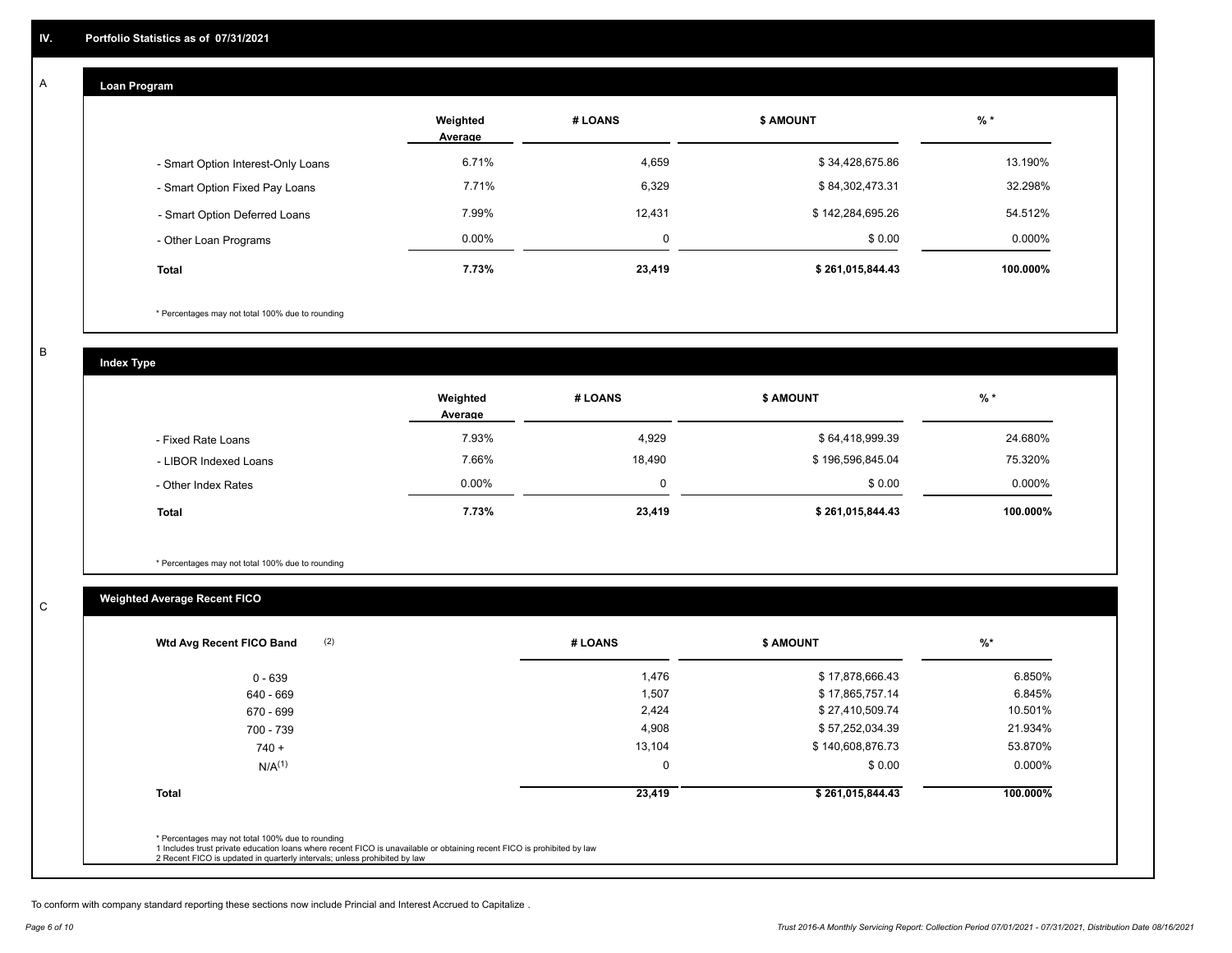## IV. Portfolio Statistics as of 07/31/2021

### A — Loan Program

| | Weighted Average | # LOANS | $ AMOUNT | % * |
|---|---|---|---|---|
| - Smart Option Interest-Only Loans | 6.71% | 4,659 | $ 34,428,675.86 | 13.190% |
| - Smart Option Fixed Pay Loans | 7.71% | 6,329 | $ 84,302,473.31 | 32.298% |
| - Smart Option Deferred Loans | 7.99% | 12,431 | $ 142,284,695.26 | 54.512% |
| - Other Loan Programs | 0.00% | 0 | $ 0.00 | 0.000% |
| **Total** | **7.73%** | **23,419** | **$ 261,015,844.43** | **100.000%** |

\* Percentages may not total 100% due to rounding

### B — Index Type

| | Weighted Average | # LOANS | $ AMOUNT | % * |
|---|---|---|---|---|
| - Fixed Rate Loans | 7.93% | 4,929 | $ 64,418,999.39 | 24.680% |
| - LIBOR Indexed Loans | 7.66% | 18,490 | $ 196,596,845.04 | 75.320% |
| - Other Index Rates | 0.00% | 0 | $ 0.00 | 0.000% |
| **Total** | **7.73%** | **23,419** | **$ 261,015,844.43** | **100.000%** |

\* Percentages may not total 100% due to rounding

### C — Weighted Average Recent FICO

| Wtd Avg Recent FICO Band (2) | # LOANS | $ AMOUNT | %* |
|---|---|---|---|
| 0 - 639 | 1,476 | $ 17,878,666.43 | 6.850% |
| 640 - 669 | 1,507 | $ 17,865,757.14 | 6.845% |
| 670 - 699 | 2,424 | $ 27,410,509.74 | 10.501% |
| 700 - 739 | 4,908 | $ 57,252,034.39 | 21.934% |
| 740 + | 13,104 | $ 140,608,876.73 | 53.870% |
| N/A(1) | 0 | $ 0.00 | 0.000% |
| **Total** | **23,419** | **$ 261,015,844.43** | **100.000%** |

\* Percentages may not total 100% due to rounding
1 Includes trust private education loans where recent FICO is unavailable or obtaining recent FICO is prohibited by law
2 Recent FICO is updated in quarterly intervals; unless prohibited by law

To conform with company standard reporting these sections now include Princial and Interest Accrued to Capitalize .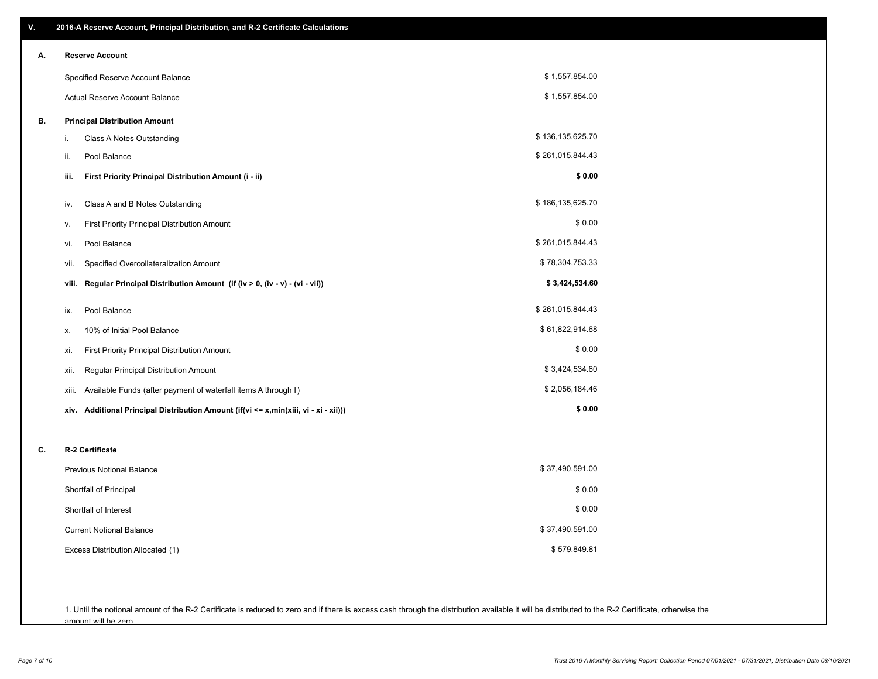## V. 2016-A Reserve Account, Principal Distribution, and R-2 Certificate Calculations

### A. Reserve Account

| | |
|---|---|
| Specified Reserve Account Balance | $ 1,557,854.00 |
| Actual Reserve Account Balance | $ 1,557,854.00 |

### B. Principal Distribution Amount

| | | |
|---|---|---|
| i. | Class A Notes Outstanding | $ 136,135,625.70 |
| ii. | Pool Balance | $ 261,015,844.43 |
| **iii.** | **First Priority Principal Distribution Amount (i - ii)** | **$ 0.00** |
| iv. | Class A and B Notes Outstanding | $ 186,135,625.70 |
| v. | First Priority Principal Distribution Amount | $ 0.00 |
| vi. | Pool Balance | $ 261,015,844.43 |
| vii. | Specified Overcollateralization Amount | $ 78,304,753.33 |
| **viii.** | **Regular Principal Distribution Amount (if (iv > 0, (iv - v) - (vi - vii))** | **$ 3,424,534.60** |
| ix. | Pool Balance | $ 261,015,844.43 |
| x. | 10% of Initial Pool Balance | $ 61,822,914.68 |
| xi. | First Priority Principal Distribution Amount | $ 0.00 |
| xii. | Regular Principal Distribution Amount | $ 3,424,534.60 |
| xiii. | Available Funds (after payment of waterfall items A through I) | $ 2,056,184.46 |
| **xiv.** | **Additional Principal Distribution Amount (if(vi <= x,min(xiii, vi - xi - xii)))** | **$ 0.00** |

### C. R-2 Certificate

| | |
|---|---|
| Previous Notional Balance | $ 37,490,591.00 |
| Shortfall of Principal | $ 0.00 |
| Shortfall of Interest | $ 0.00 |
| Current Notional Balance | $ 37,490,591.00 |
| Excess Distribution Allocated (1) | $ 579,849.81 |

1. Until the notional amount of the R-2 Certificate is reduced to zero and if there is excess cash through the distribution available it will be distributed to the R-2 Certificate, otherwise the amount will be zero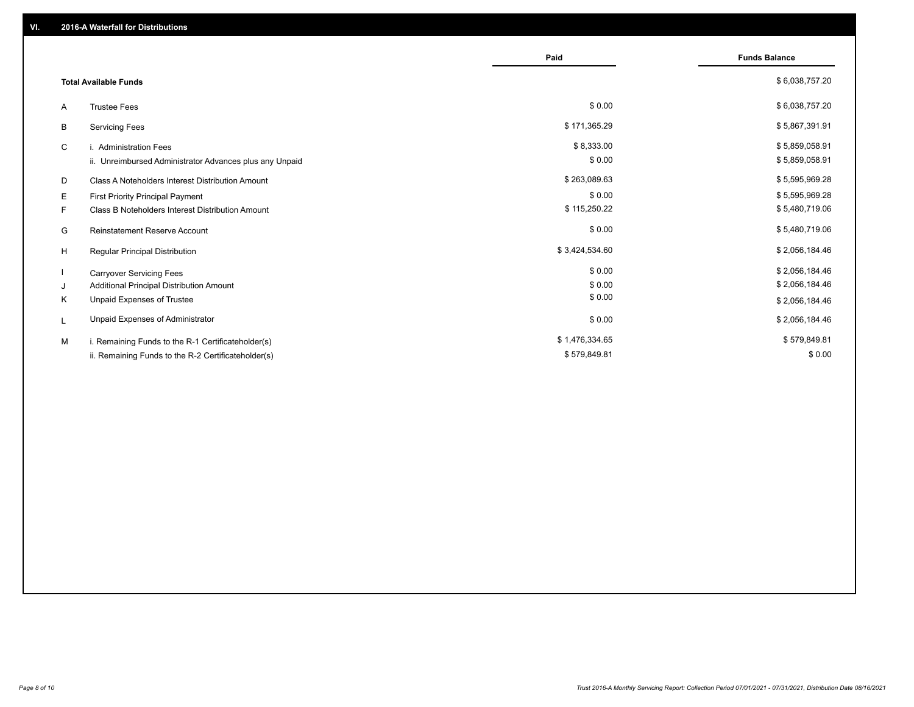## VI. 2016-A Waterfall for Distributions

| | | Paid | Funds Balance |
|---|---|---|---|
| | **Total Available Funds** | | $ 6,038,757.20 |
| A | Trustee Fees | $ 0.00 | $ 6,038,757.20 |
| B | Servicing Fees | $ 171,365.29 | $ 5,867,391.91 |
| C | i. Administration Fees | $ 8,333.00 | $ 5,859,058.91 |
| | ii. Unreimbursed Administrator Advances plus any Unpaid | $ 0.00 | $ 5,859,058.91 |
| D | Class A Noteholders Interest Distribution Amount | $ 263,089.63 | $ 5,595,969.28 |
| E | First Priority Principal Payment | $ 0.00 | $ 5,595,969.28 |
| F | Class B Noteholders Interest Distribution Amount | $ 115,250.22 | $ 5,480,719.06 |
| G | Reinstatement Reserve Account | $ 0.00 | $ 5,480,719.06 |
| H | Regular Principal Distribution | $ 3,424,534.60 | $ 2,056,184.46 |
| I | Carryover Servicing Fees | $ 0.00 | $ 2,056,184.46 |
| J | Additional Principal Distribution Amount | $ 0.00 | $ 2,056,184.46 |
| K | Unpaid Expenses of Trustee | $ 0.00 | $ 2,056,184.46 |
| L | Unpaid Expenses of Administrator | $ 0.00 | $ 2,056,184.46 |
| M | i. Remaining Funds to the R-1 Certificateholder(s) | $ 1,476,334.65 | $ 579,849.81 |
| | ii. Remaining Funds to the R-2 Certificateholder(s) | $ 579,849.81 | $ 0.00 |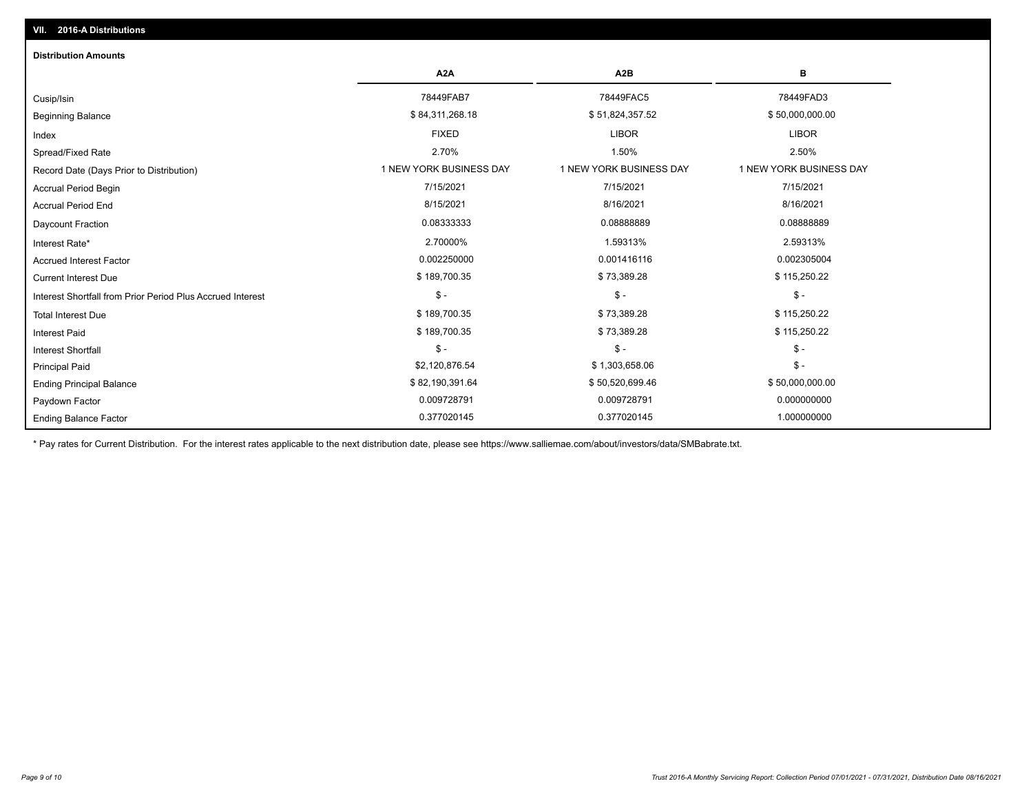## VII. 2016-A Distributions

### Distribution Amounts

| | A2A | A2B | B |
|---|---|---|---|
| Cusip/Isin | 78449FAB7 | 78449FAC5 | 78449FAD3 |
| Beginning Balance | $ 84,311,268.18 | $ 51,824,357.52 | $ 50,000,000.00 |
| Index | FIXED | LIBOR | LIBOR |
| Spread/Fixed Rate | 2.70% | 1.50% | 2.50% |
| Record Date (Days Prior to Distribution) | 1 NEW YORK BUSINESS DAY | 1 NEW YORK BUSINESS DAY | 1 NEW YORK BUSINESS DAY |
| Accrual Period Begin | 7/15/2021 | 7/15/2021 | 7/15/2021 |
| Accrual Period End | 8/15/2021 | 8/16/2021 | 8/16/2021 |
| Daycount Fraction | 0.08333333 | 0.08888889 | 0.08888889 |
| Interest Rate* | 2.70000% | 1.59313% | 2.59313% |
| Accrued Interest Factor | 0.002250000 | 0.001416116 | 0.002305004 |
| Current Interest Due | $ 189,700.35 | $ 73,389.28 | $ 115,250.22 |
| Interest Shortfall from Prior Period Plus Accrued Interest | $ - | $ - | $ - |
| Total Interest Due | $ 189,700.35 | $ 73,389.28 | $ 115,250.22 |
| Interest Paid | $ 189,700.35 | $ 73,389.28 | $ 115,250.22 |
| Interest Shortfall | $ - | $ - | $ - |
| Principal Paid | $2,120,876.54 | $ 1,303,658.06 | $ - |
| Ending Principal Balance | $ 82,190,391.64 | $ 50,520,699.46 | $ 50,000,000.00 |
| Paydown Factor | 0.009728791 | 0.009728791 | 0.000000000 |
| Ending Balance Factor | 0.377020145 | 0.377020145 | 1.000000000 |

* Pay rates for Current Distribution. For the interest rates applicable to the next distribution date, please see https://www.salliemae.com/about/investors/data/SMBabrate.txt.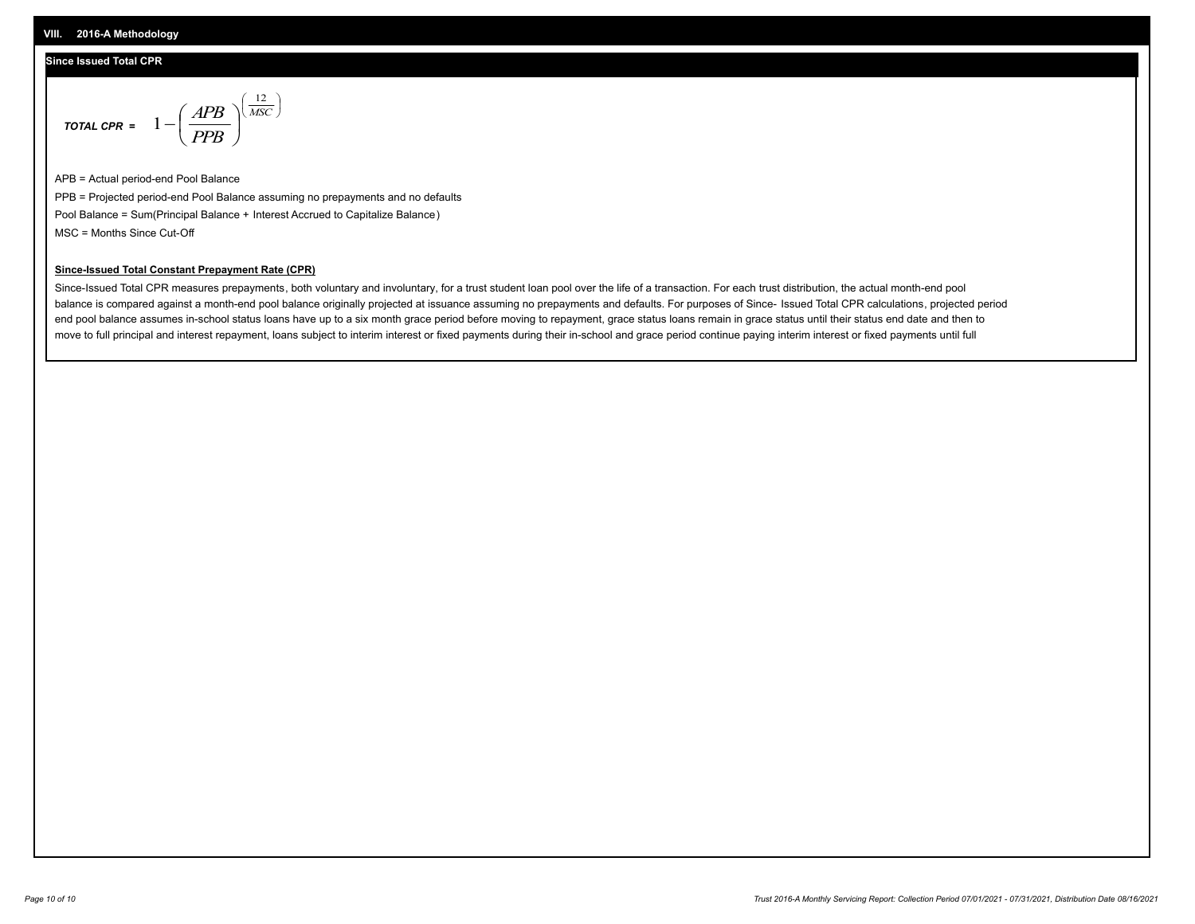## VIII. 2016-A Methodology

### Since Issued Total CPR

$$\textit{TOTAL CPR} = 1 - \left( \frac{APB}{PPB} \right)^{\left( \frac{12}{MSC} \right)}$$

APB = Actual period-end Pool Balance

PPB = Projected period-end Pool Balance assuming no prepayments and no defaults

Pool Balance = Sum(Principal Balance + Interest Accrued to Capitalize Balance)

MSC = Months Since Cut-Off

**Since-Issued Total Constant Prepayment Rate (CPR)**

Since-Issued Total CPR measures prepayments, both voluntary and involuntary, for a trust student loan pool over the life of a transaction. For each trust distribution, the actual month-end pool balance is compared against a month-end pool balance originally projected at issuance assuming no prepayments and defaults. For purposes of Since- Issued Total CPR calculations, projected period end pool balance assumes in-school status loans have up to a six month grace period before moving to repayment, grace status loans remain in grace status until their status end date and then to move to full principal and interest repayment, loans subject to interim interest or fixed payments during their in-school and grace period continue paying interim interest or fixed payments until full